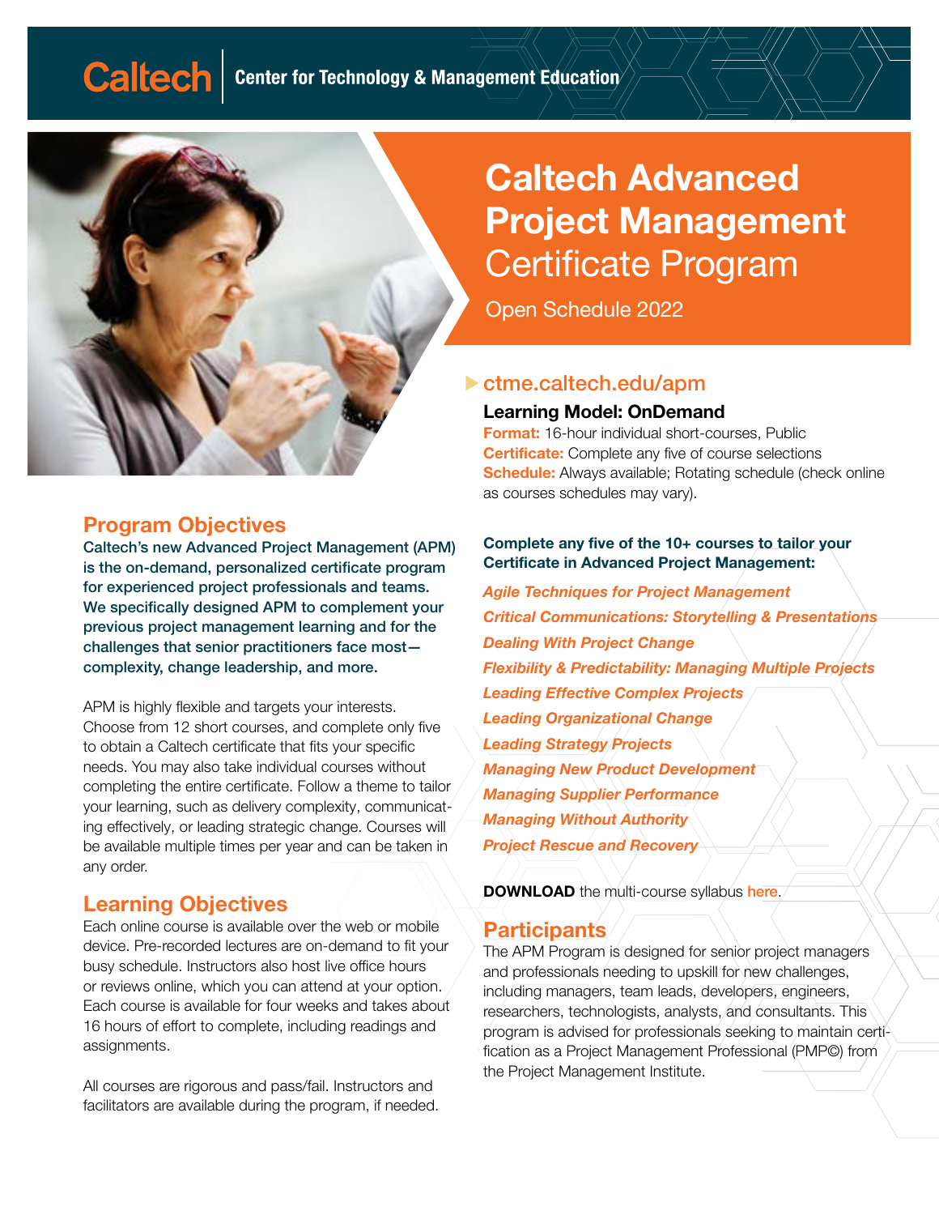Caltech | Center for Technology & Management Education

# Caltech Advanced Project Management Certificate Program

Open Schedule 2022

▶ ctme.caltech.edu/apm

### Learning Model: OnDemand

**Format:** 16-hour individual short-courses, Public
**Certificate:** Complete any five of course selections
**Schedule:** Always available; Rotating schedule (check online as courses schedules may vary).

## Program Objectives

**Caltech's new Advanced Project Management (APM) is the on-demand, personalized certificate program for experienced project professionals and teams. We specifically designed APM to complement your previous project management learning and for the challenges that senior practitioners face most—complexity, change leadership, and more.**

APM is highly flexible and targets your interests. Choose from 12 short courses, and complete only five to obtain a Caltech certificate that fits your specific needs. You may also take individual courses without completing the entire certificate. Follow a theme to tailor your learning, such as delivery complexity, communicating effectively, or leading strategic change. Courses will be available multiple times per year and can be taken in any order.

## Learning Objectives

Each online course is available over the web or mobile device. Pre-recorded lectures are on-demand to fit your busy schedule. Instructors also host live office hours or reviews online, which you can attend at your option. Each course is available for four weeks and takes about 16 hours of effort to complete, including readings and assignments.

All courses are rigorous and pass/fail. Instructors and facilitators are available during the program, if needed.

**Complete any five of the 10+ courses to tailor your Certificate in Advanced Project Management:**

***Agile Techniques for Project Management***
***Critical Communications: Storytelling & Presentations***
***Dealing With Project Change***
***Flexibility & Predictability: Managing Multiple Projects***
***Leading Effective Complex Projects***
***Leading Organizational Change***
***Leading Strategy Projects***
***Managing New Product Development***
***Managing Supplier Performance***
***Managing Without Authority***
***Project Rescue and Recovery***

**DOWNLOAD** the multi-course syllabus here.

## Participants

The APM Program is designed for senior project managers and professionals needing to upskill for new challenges, including managers, team leads, developers, engineers, researchers, technologists, analysts, and consultants. This program is advised for professionals seeking to maintain certification as a Project Management Professional (PMP©) from the Project Management Institute.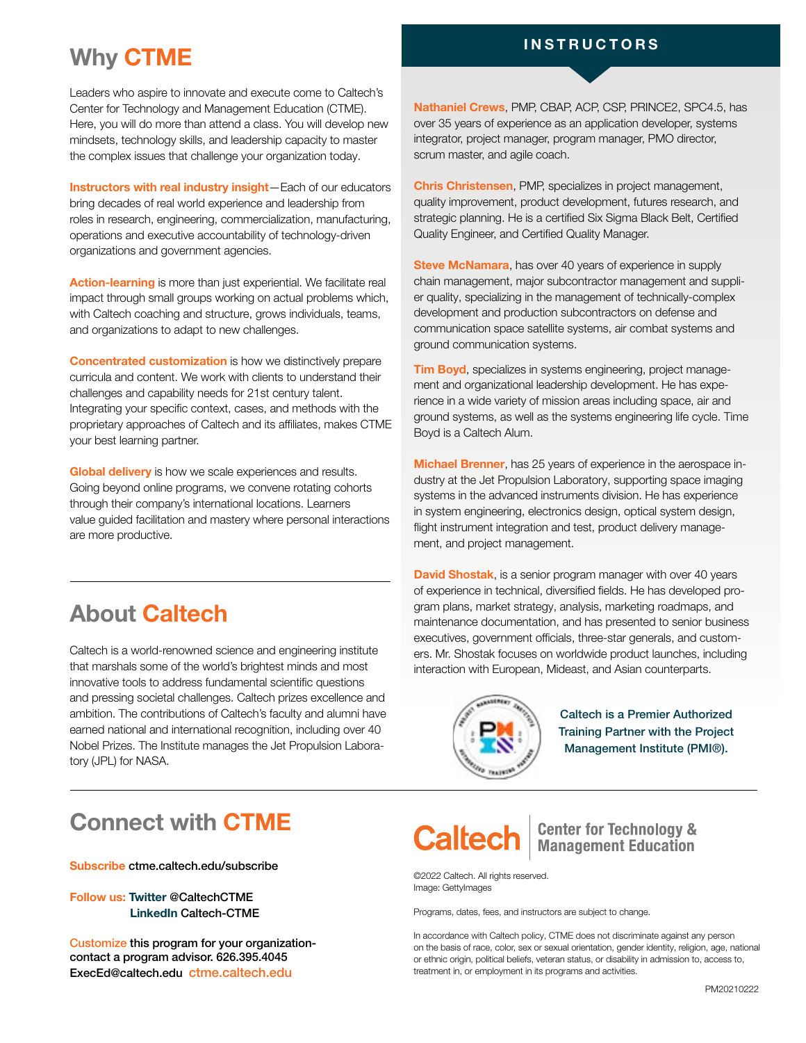## Why CTME

Leaders who aspire to innovate and execute come to Caltech's Center for Technology and Management Education (CTME). Here, you will do more than attend a class. You will develop new mindsets, technology skills, and leadership capacity to master the complex issues that challenge your organization today.

**Instructors with real industry insight**—Each of our educators bring decades of real world experience and leadership from roles in research, engineering, commercialization, manufacturing, operations and executive accountability of technology-driven organizations and government agencies.

**Action-learning** is more than just experiential. We facilitate real impact through small groups working on actual problems which, with Caltech coaching and structure, grows individuals, teams, and organizations to adapt to new challenges.

**Concentrated customization** is how we distinctively prepare curricula and content. We work with clients to understand their challenges and capability needs for 21st century talent. Integrating your specific context, cases, and methods with the proprietary approaches of Caltech and its affiliates, makes CTME your best learning partner.

**Global delivery** is how we scale experiences and results. Going beyond online programs, we convene rotating cohorts through their company's international locations. Learners value guided facilitation and mastery where personal interactions are more productive.

## About Caltech

Caltech is a world-renowned science and engineering institute that marshals some of the world's brightest minds and most innovative tools to address fundamental scientific questions and pressing societal challenges. Caltech prizes excellence and ambition. The contributions of Caltech's faculty and alumni have earned national and international recognition, including over 40 Nobel Prizes. The Institute manages the Jet Propulsion Laboratory (JPL) for NASA.

## INSTRUCTORS

**Nathaniel Crews**, PMP, CBAP, ACP, CSP, PRINCE2, SPC4.5, has over 35 years of experience as an application developer, systems integrator, project manager, program manager, PMO director, scrum master, and agile coach.

**Chris Christensen**, PMP, specializes in project management, quality improvement, product development, futures research, and strategic planning. He is a certified Six Sigma Black Belt, Certified Quality Engineer, and Certified Quality Manager.

**Steve McNamara**, has over 40 years of experience in supply chain management, major subcontractor management and supplier quality, specializing in the management of technically-complex development and production subcontractors on defense and communication space satellite systems, air combat systems and ground communication systems.

**Tim Boyd**, specializes in systems engineering, project management and organizational leadership development. He has experience in a wide variety of mission areas including space, air and ground systems, as well as the systems engineering life cycle. Time Boyd is a Caltech Alum.

**Michael Brenner**, has 25 years of experience in the aerospace industry at the Jet Propulsion Laboratory, supporting space imaging systems in the advanced instruments division. He has experience in system engineering, electronics design, optical system design, flight instrument integration and test, product delivery management, and project management.

**David Shostak**, is a senior program manager with over 40 years of experience in technical, diversified fields. He has developed program plans, market strategy, analysis, marketing roadmaps, and maintenance documentation, and has presented to senior business executives, government officials, three-star generals, and customers. Mr. Shostak focuses on worldwide product launches, including interaction with European, Mideast, and Asian counterparts.

Caltech is a Premier Authorized Training Partner with the Project Management Institute (PMI®).

## Connect with CTME

**Subscribe** ctme.caltech.edu/subscribe

**Follow us:** **Twitter** @CaltechCTME
**LinkedIn** Caltech-CTME

**Customize** this program for your organization- contact a program advisor. 626.395.4045
ExecEd@caltech.edu ctme.caltech.edu

Caltech | Center for Technology & Management Education

©2022 Caltech. All rights reserved.
Image: GettyImages

Programs, dates, fees, and instructors are subject to change.

In accordance with Caltech policy, CTME does not discriminate against any person on the basis of race, color, sex or sexual orientation, gender identity, religion, age, national or ethnic origin, political beliefs, veteran status, or disability in admission to, access to, treatment in, or employment in its programs and activities.

PM20210222